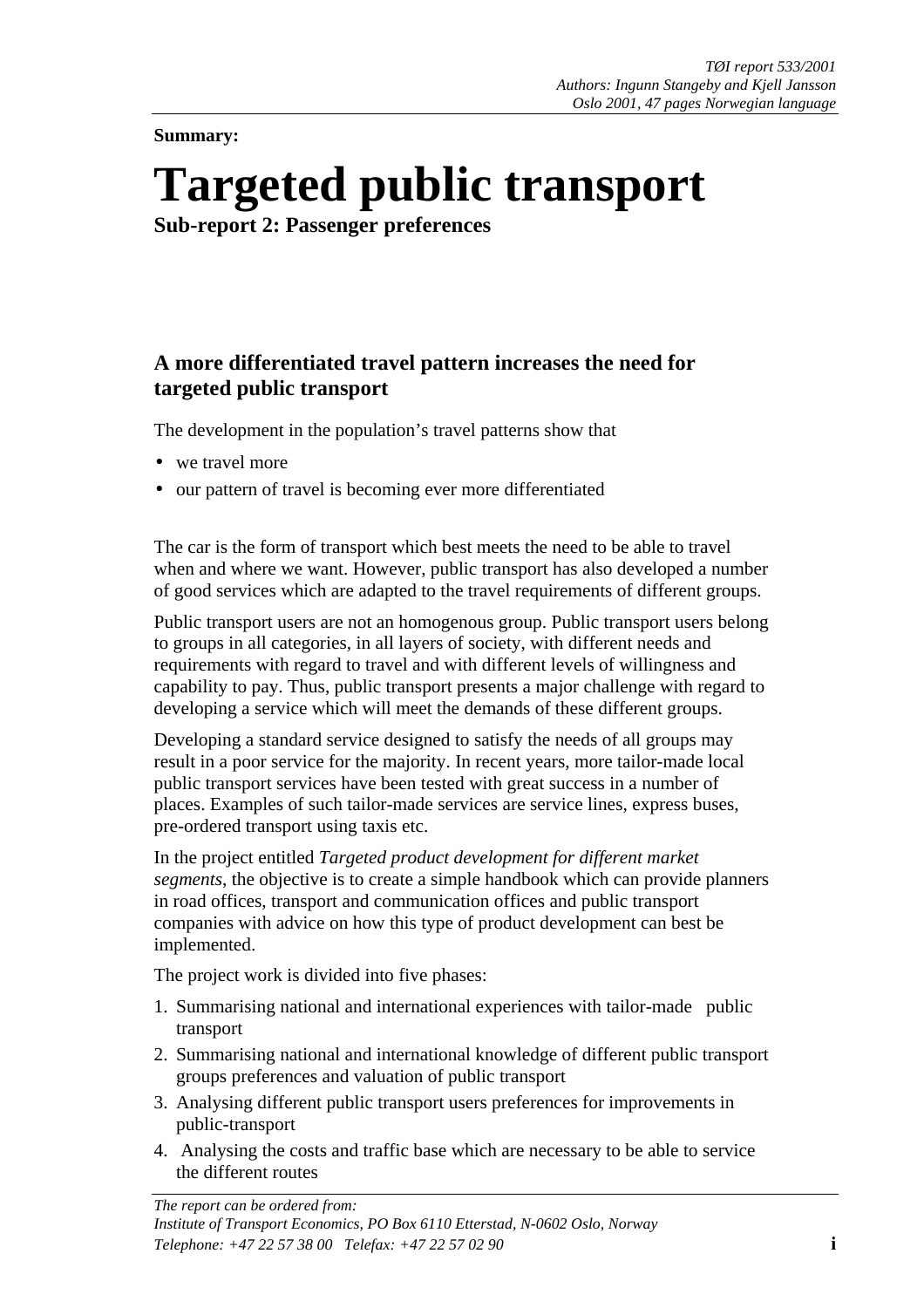TØI report 533/2001
Authors: Ingunn Stangeby and Kjell Jansson
Oslo 2001, 47 pages Norwegian language

**Summary:**

# Targeted public transport

**Sub-report 2: Passenger preferences**

## A more differentiated travel pattern increases the need for targeted public transport

The development in the population's travel patterns show that

- we travel more
- our pattern of travel is becoming ever more differentiated

The car is the form of transport which best meets the need to be able to travel when and where we want. However, public transport has also developed a number of good services which are adapted to the travel requirements of different groups.

Public transport users are not an homogenous group. Public transport users belong to groups in all categories, in all layers of society, with different needs and requirements with regard to travel and with different levels of willingness and capability to pay. Thus, public transport presents a major challenge with regard to developing a service which will meet the demands of these different groups.

Developing a standard service designed to satisfy the needs of all groups may result in a poor service for the majority. In recent years, more tailor-made local public transport services have been tested with great success in a number of places. Examples of such tailor-made services are service lines, express buses, pre-ordered transport using taxis etc.

In the project entitled *Targeted product development for different market segments*, the objective is to create a simple handbook which can provide planners in road offices, transport and communication offices and public transport companies with advice on how this type of product development can best be implemented.

The project work is divided into five phases:

1. Summarising national and international experiences with tailor-made public transport
2. Summarising national and international knowledge of different public transport groups preferences and valuation of public transport
3. Analysing different public transport users preferences for improvements in public-transport
4. Analysing the costs and traffic base which are necessary to be able to service the different routes

*The report can be ordered from:*
*Institute of Transport Economics, PO Box 6110 Etterstad, N-0602 Oslo, Norway*
*Telephone: +47 22 57 38 00 Telefax: +47 22 57 02 90*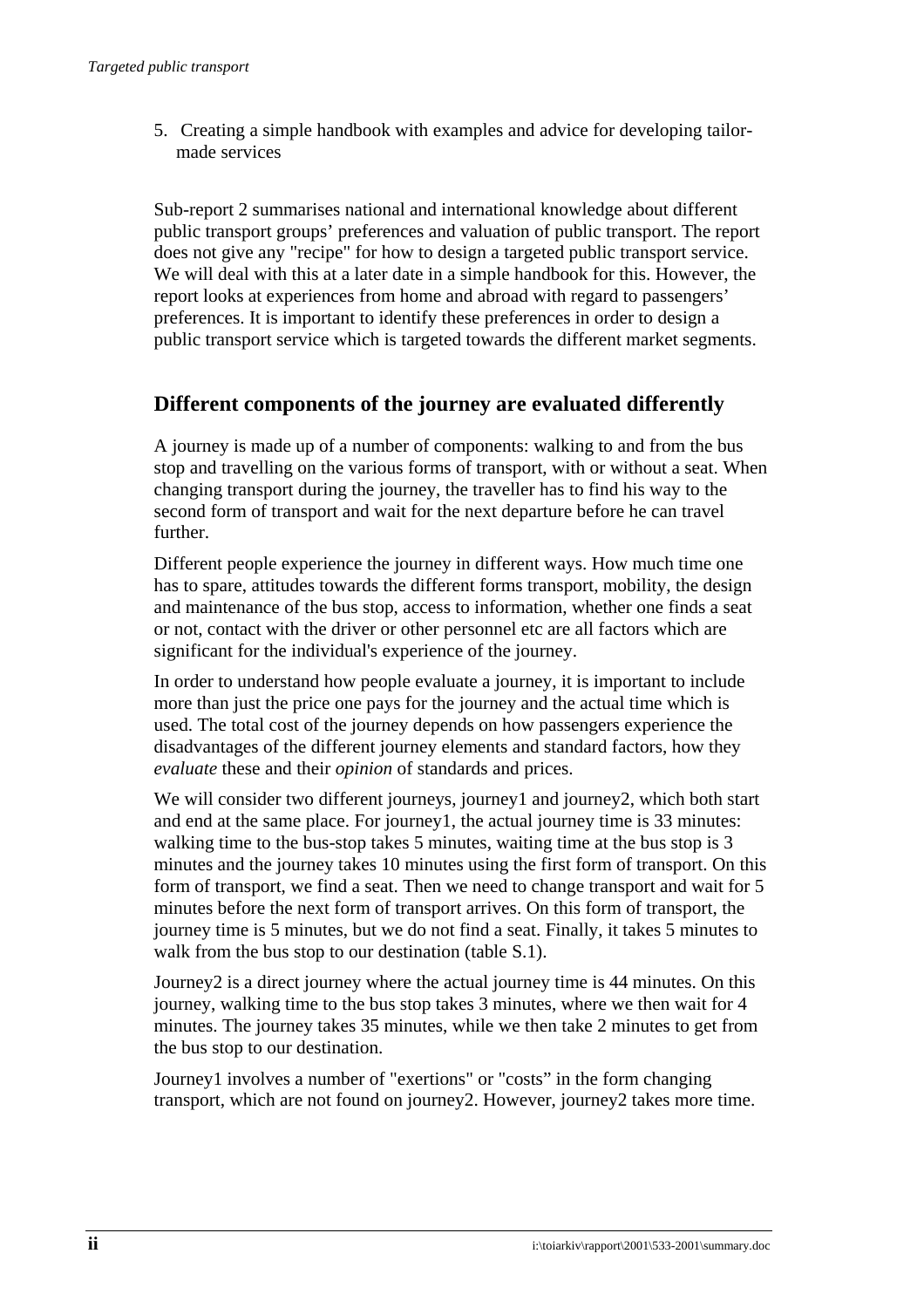5. Creating a simple handbook with examples and advice for developing tailor-made services

Sub-report 2 summarises national and international knowledge about different public transport groups' preferences and valuation of public transport. The report does not give any "recipe" for how to design a targeted public transport service. We will deal with this at a later date in a simple handbook for this. However, the report looks at experiences from home and abroad with regard to passengers' preferences. It is important to identify these preferences in order to design a public transport service which is targeted towards the different market segments.

## Different components of the journey are evaluated differently

A journey is made up of a number of components: walking to and from the bus stop and travelling on the various forms of transport, with or without a seat. When changing transport during the journey, the traveller has to find his way to the second form of transport and wait for the next departure before he can travel further.

Different people experience the journey in different ways. How much time one has to spare, attitudes towards the different forms transport, mobility, the design and maintenance of the bus stop, access to information, whether one finds a seat or not, contact with the driver or other personnel etc are all factors which are significant for the individual's experience of the journey.

In order to understand how people evaluate a journey, it is important to include more than just the price one pays for the journey and the actual time which is used. The total cost of the journey depends on how passengers experience the disadvantages of the different journey elements and standard factors, how they *evaluate* these and their *opinion* of standards and prices.

We will consider two different journeys, journey1 and journey2, which both start and end at the same place. For journey1, the actual journey time is 33 minutes: walking time to the bus-stop takes 5 minutes, waiting time at the bus stop is 3 minutes and the journey takes 10 minutes using the first form of transport. On this form of transport, we find a seat. Then we need to change transport and wait for 5 minutes before the next form of transport arrives. On this form of transport, the journey time is 5 minutes, but we do not find a seat. Finally, it takes 5 minutes to walk from the bus stop to our destination (table S.1).

Journey2 is a direct journey where the actual journey time is 44 minutes. On this journey, walking time to the bus stop takes 3 minutes, where we then wait for 4 minutes. The journey takes 35 minutes, while we then take 2 minutes to get from the bus stop to our destination.

Journey1 involves a number of "exertions" or "costs" in the form changing transport, which are not found on journey2. However, journey2 takes more time.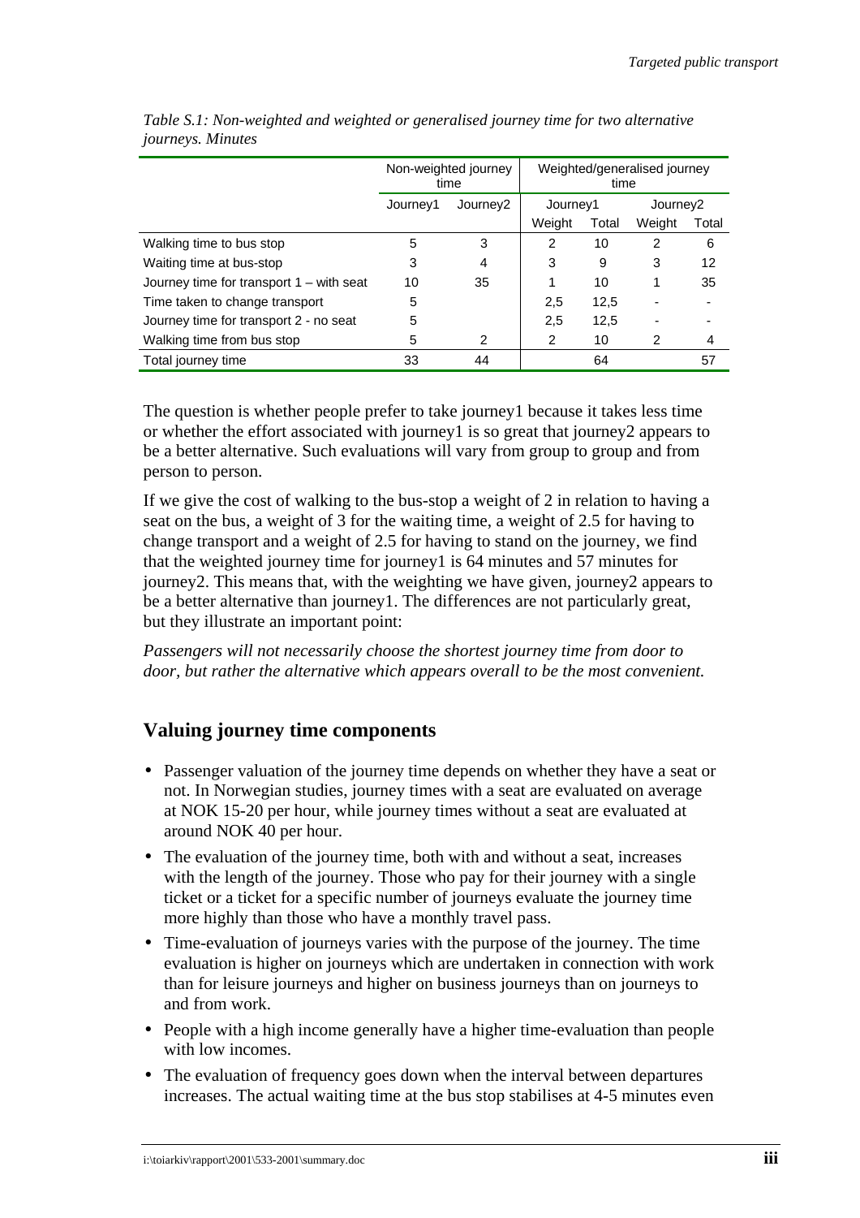*Table S.1: Non-weighted and weighted or generalised journey time for two alternative journeys. Minutes*

| | Non-weighted journey time | | Weighted/generalised journey time | | | |
|---|---|---|---|---|---|---|
| | Journey1 | Journey2 | Journey1 | | Journey2 | |
| | | | Weight | Total | Weight | Total |
| Walking time to bus stop | 5 | 3 | 2 | 10 | 2 | 6 |
| Waiting time at bus-stop | 3 | 4 | 3 | 9 | 3 | 12 |
| Journey time for transport 1 – with seat | 10 | 35 | 1 | 10 | 1 | 35 |
| Time taken to change transport | 5 | | 2,5 | 12,5 | - | - |
| Journey time for transport 2 - no seat | 5 | | 2,5 | 12,5 | - | - |
| Walking time from bus stop | 5 | 2 | 2 | 10 | 2 | 4 |
| Total journey time | 33 | 44 | | 64 | | 57 |

The question is whether people prefer to take journey1 because it takes less time or whether the effort associated with journey1 is so great that journey2 appears to be a better alternative. Such evaluations will vary from group to group and from person to person.

If we give the cost of walking to the bus-stop a weight of 2 in relation to having a seat on the bus, a weight of 3 for the waiting time, a weight of 2.5 for having to change transport and a weight of 2.5 for having to stand on the journey, we find that the weighted journey time for journey1 is 64 minutes and 57 minutes for journey2. This means that, with the weighting we have given, journey2 appears to be a better alternative than journey1. The differences are not particularly great, but they illustrate an important point:

*Passengers will not necessarily choose the shortest journey time from door to door, but rather the alternative which appears overall to be the most convenient.*

## Valuing journey time components

- Passenger valuation of the journey time depends on whether they have a seat or not. In Norwegian studies, journey times with a seat are evaluated on average at NOK 15-20 per hour, while journey times without a seat are evaluated at around NOK 40 per hour.
- The evaluation of the journey time, both with and without a seat, increases with the length of the journey. Those who pay for their journey with a single ticket or a ticket for a specific number of journeys evaluate the journey time more highly than those who have a monthly travel pass.
- Time-evaluation of journeys varies with the purpose of the journey. The time evaluation is higher on journeys which are undertaken in connection with work than for leisure journeys and higher on business journeys than on journeys to and from work.
- People with a high income generally have a higher time-evaluation than people with low incomes.
- The evaluation of frequency goes down when the interval between departures increases. The actual waiting time at the bus stop stabilises at 4-5 minutes even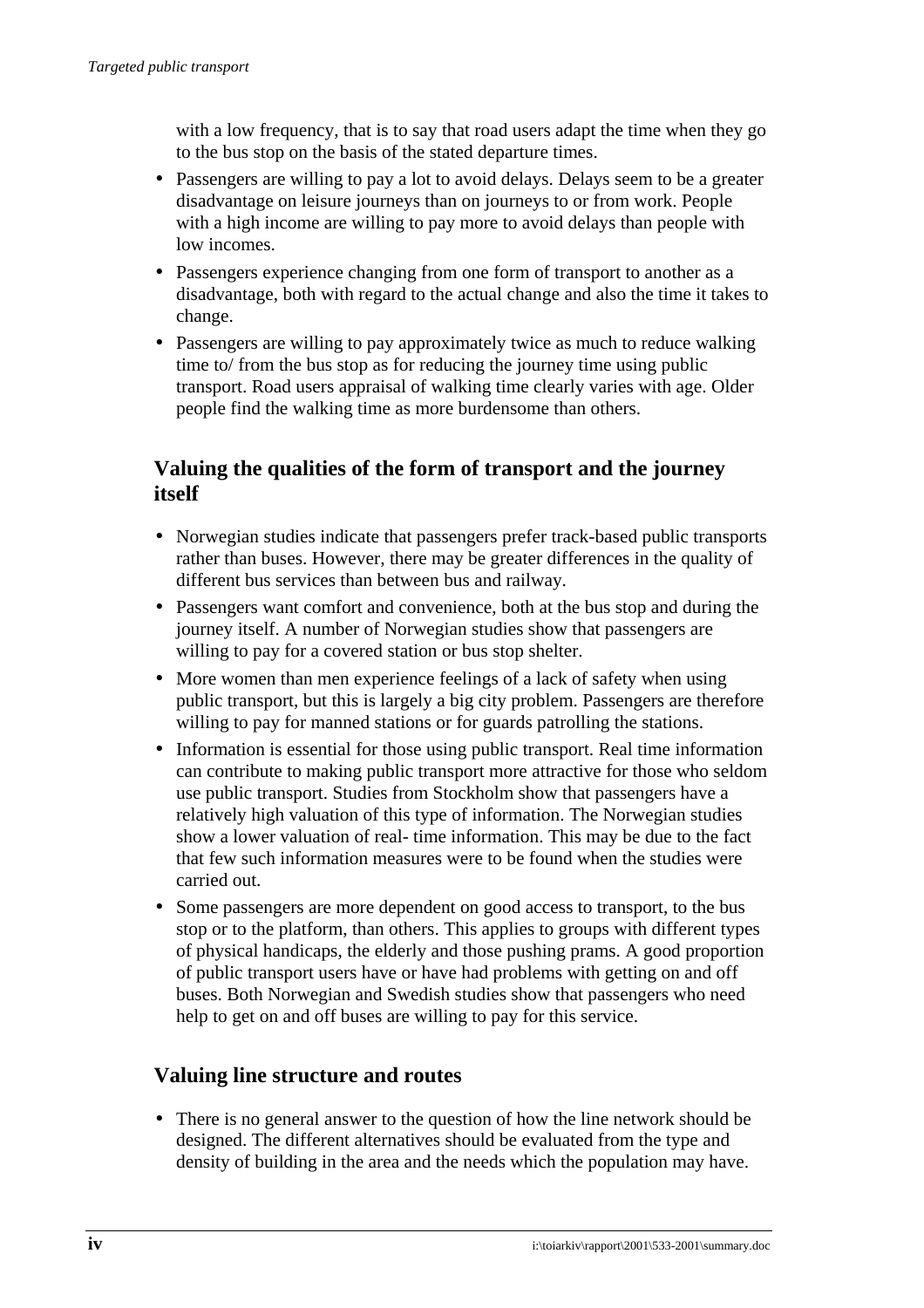with a low frequency, that is to say that road users adapt the time when they go to the bus stop on the basis of the stated departure times.

- Passengers are willing to pay a lot to avoid delays. Delays seem to be a greater disadvantage on leisure journeys than on journeys to or from work. People with a high income are willing to pay more to avoid delays than people with low incomes.
- Passengers experience changing from one form of transport to another as a disadvantage, both with regard to the actual change and also the time it takes to change.
- Passengers are willing to pay approximately twice as much to reduce walking time to/ from the bus stop as for reducing the journey time using public transport. Road users appraisal of walking time clearly varies with age. Older people find the walking time as more burdensome than others.

## Valuing the qualities of the form of transport and the journey itself

- Norwegian studies indicate that passengers prefer track-based public transports rather than buses. However, there may be greater differences in the quality of different bus services than between bus and railway.
- Passengers want comfort and convenience, both at the bus stop and during the journey itself. A number of Norwegian studies show that passengers are willing to pay for a covered station or bus stop shelter.
- More women than men experience feelings of a lack of safety when using public transport, but this is largely a big city problem. Passengers are therefore willing to pay for manned stations or for guards patrolling the stations.
- Information is essential for those using public transport. Real time information can contribute to making public transport more attractive for those who seldom use public transport. Studies from Stockholm show that passengers have a relatively high valuation of this type of information. The Norwegian studies show a lower valuation of real- time information. This may be due to the fact that few such information measures were to be found when the studies were carried out.
- Some passengers are more dependent on good access to transport, to the bus stop or to the platform, than others. This applies to groups with different types of physical handicaps, the elderly and those pushing prams. A good proportion of public transport users have or have had problems with getting on and off buses. Both Norwegian and Swedish studies show that passengers who need help to get on and off buses are willing to pay for this service.

## Valuing line structure and routes

- There is no general answer to the question of how the line network should be designed. The different alternatives should be evaluated from the type and density of building in the area and the needs which the population may have.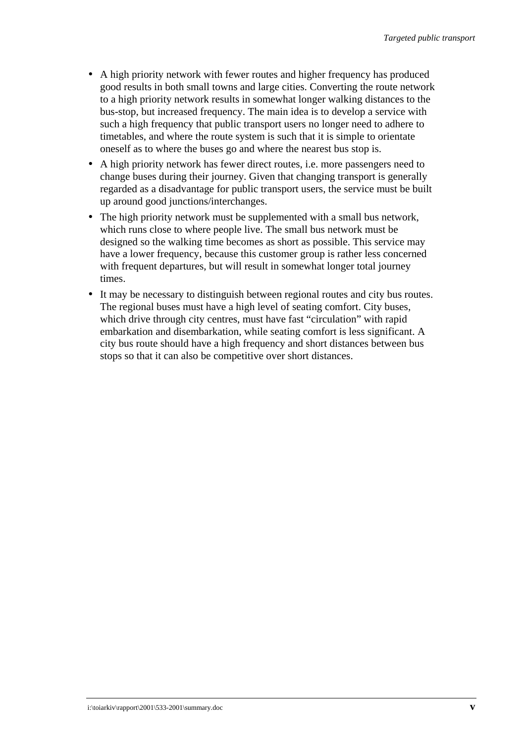- A high priority network with fewer routes and higher frequency has produced good results in both small towns and large cities. Converting the route network to a high priority network results in somewhat longer walking distances to the bus-stop, but increased frequency. The main idea is to develop a service with such a high frequency that public transport users no longer need to adhere to timetables, and where the route system is such that it is simple to orientate oneself as to where the buses go and where the nearest bus stop is.
- A high priority network has fewer direct routes, i.e. more passengers need to change buses during their journey. Given that changing transport is generally regarded as a disadvantage for public transport users, the service must be built up around good junctions/interchanges.
- The high priority network must be supplemented with a small bus network, which runs close to where people live. The small bus network must be designed so the walking time becomes as short as possible. This service may have a lower frequency, because this customer group is rather less concerned with frequent departures, but will result in somewhat longer total journey times.
- It may be necessary to distinguish between regional routes and city bus routes. The regional buses must have a high level of seating comfort. City buses, which drive through city centres, must have fast "circulation" with rapid embarkation and disembarkation, while seating comfort is less significant. A city bus route should have a high frequency and short distances between bus stops so that it can also be competitive over short distances.